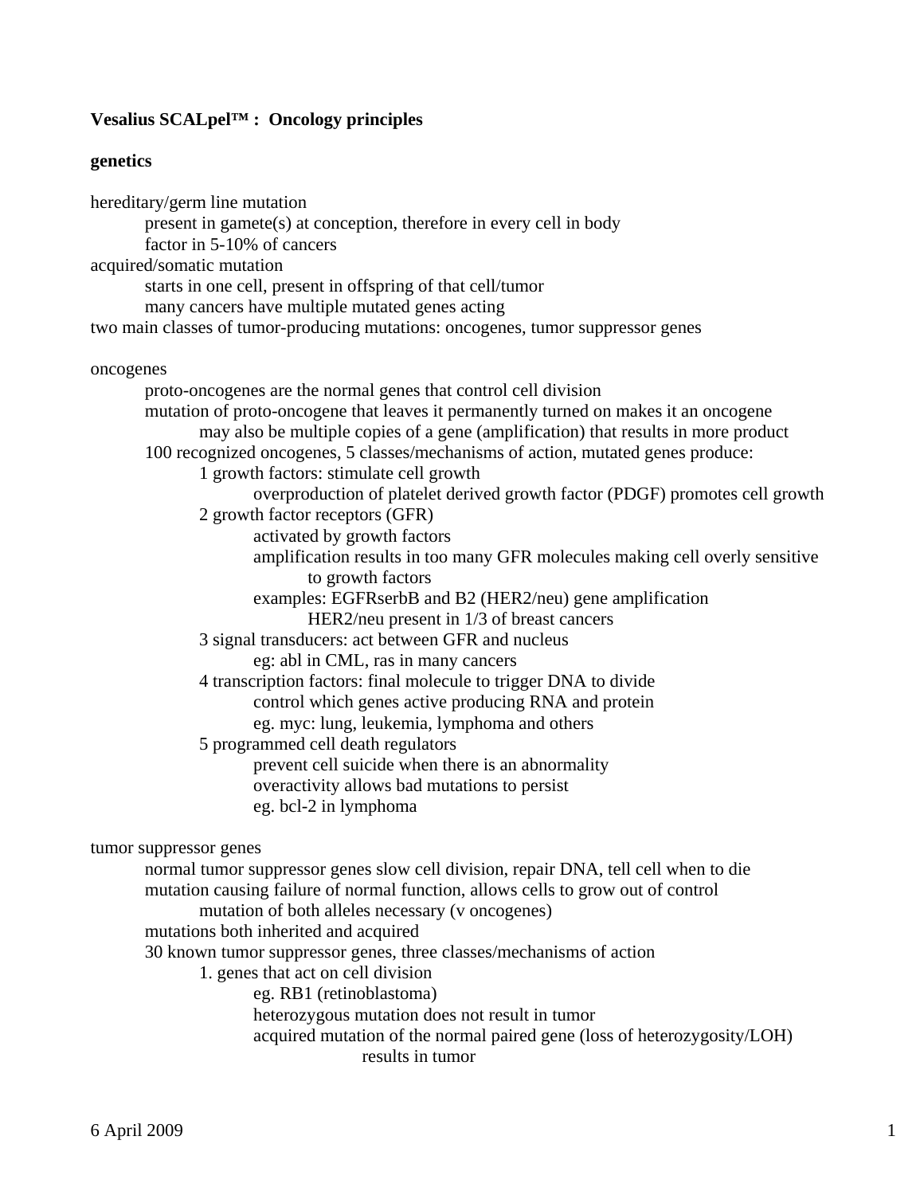**Vesalius SCALpel™ : Oncology principles**

**genetics**

- hereditary/germ line mutation
  - present in gamete(s) at conception, therefore in every cell in body
  - factor in 5-10% of cancers
- acquired/somatic mutation
  - starts in one cell, present in offspring of that cell/tumor
  - many cancers have multiple mutated genes acting
- two main classes of tumor-producing mutations: oncogenes, tumor suppressor genes

oncogenes

- proto-oncogenes are the normal genes that control cell division
- mutation of proto-oncogene that leaves it permanently turned on makes it an oncogene
  - may also be multiple copies of a gene (amplification) that results in more product
- 100 recognized oncogenes, 5 classes/mechanisms of action, mutated genes produce:
  - 1 growth factors: stimulate cell growth
    - overproduction of platelet derived growth factor (PDGF) promotes cell growth
  - 2 growth factor receptors (GFR)
    - activated by growth factors
    - amplification results in too many GFR molecules making cell overly sensitive to growth factors
    - examples: EGFRserbB and B2 (HER2/neu) gene amplification
      - HER2/neu present in 1/3 of breast cancers
  - 3 signal transducers: act between GFR and nucleus
    - eg: abl in CML, ras in many cancers
  - 4 transcription factors: final molecule to trigger DNA to divide
    - control which genes active producing RNA and protein
    - eg. myc: lung, leukemia, lymphoma and others
  - 5 programmed cell death regulators
    - prevent cell suicide when there is an abnormality
    - overactivity allows bad mutations to persist
    - eg. bcl-2 in lymphoma

tumor suppressor genes

- normal tumor suppressor genes slow cell division, repair DNA, tell cell when to die
- mutation causing failure of normal function, allows cells to grow out of control
  - mutation of both alleles necessary (v oncogenes)
- mutations both inherited and acquired
- 30 known tumor suppressor genes, three classes/mechanisms of action
  - 1. genes that act on cell division
    - eg. RB1 (retinoblastoma)
    - heterozygous mutation does not result in tumor
    - acquired mutation of the normal paired gene (loss of heterozygosity/LOH) results in tumor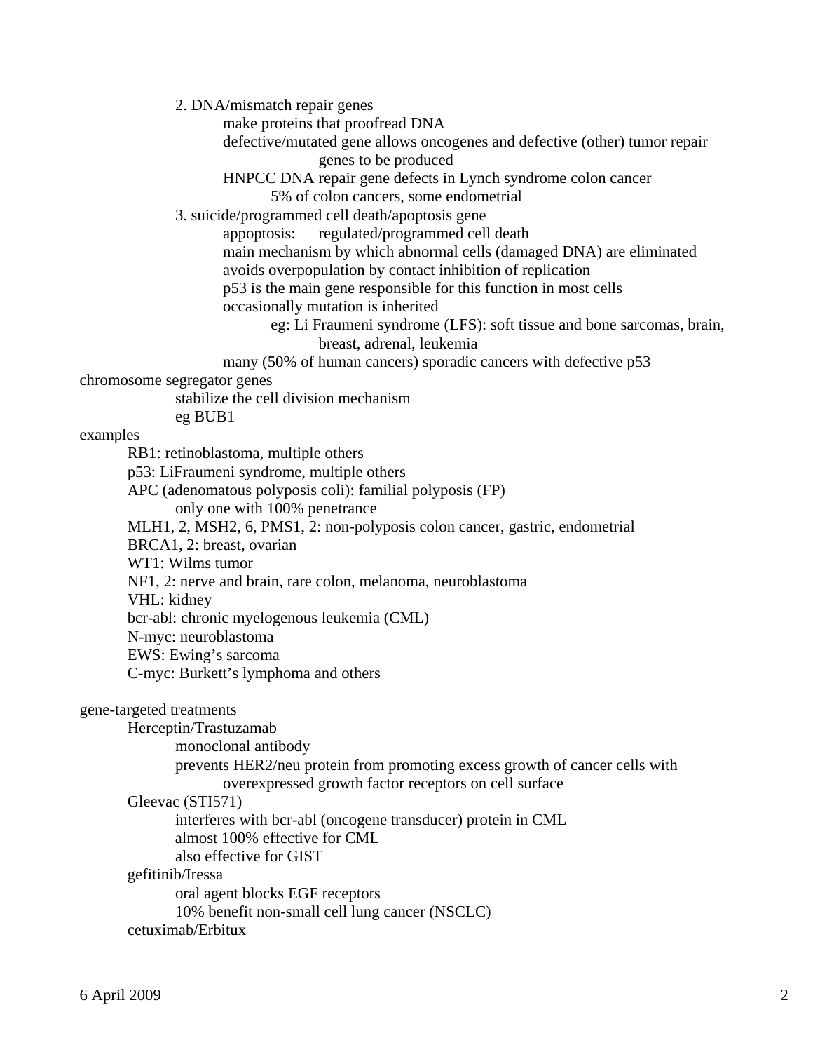- 2. DNA/mismatch repair genes
  - make proteins that proofread DNA
  - defective/mutated gene allows oncogenes and defective (other) tumor repair genes to be produced
  - HNPCC DNA repair gene defects in Lynch syndrome colon cancer
    - 5% of colon cancers, some endometrial
- 3. suicide/programmed cell death/apoptosis gene
  - appoptosis: regulated/programmed cell death
  - main mechanism by which abnormal cells (damaged DNA) are eliminated
  - avoids overpopulation by contact inhibition of replication
  - p53 is the main gene responsible for this function in most cells
  - occasionally mutation is inherited
    - eg: Li Fraumeni syndrome (LFS): soft tissue and bone sarcomas, brain, breast, adrenal, leukemia
  - many (50% of human cancers) sporadic cancers with defective p53

chromosome segregator genes
- stabilize the cell division mechanism
- eg BUB1

examples
- RB1: retinoblastoma, multiple others
- p53: LiFraumeni syndrome, multiple others
- APC (adenomatous polyposis coli): familial polyposis (FP)
  - only one with 100% penetrance
- MLH1, 2, MSH2, 6, PMS1, 2: non-polyposis colon cancer, gastric, endometrial
- BRCA1, 2: breast, ovarian
- WT1: Wilms tumor
- NF1, 2: nerve and brain, rare colon, melanoma, neuroblastoma
- VHL: kidney
- bcr-abl: chronic myelogenous leukemia (CML)
- N-myc: neuroblastoma
- EWS: Ewing's sarcoma
- C-myc: Burkett's lymphoma and others

gene-targeted treatments
- Herceptin/Trastuzamab
  - monoclonal antibody
  - prevents HER2/neu protein from promoting excess growth of cancer cells with overexpressed growth factor receptors on cell surface
- Gleevac (STI571)
  - interferes with bcr-abl (oncogene transducer) protein in CML
  - almost 100% effective for CML
  - also effective for GIST
- gefitinib/Iressa
  - oral agent blocks EGF receptors
  - 10% benefit non-small cell lung cancer (NSCLC)
- cetuximab/Erbitux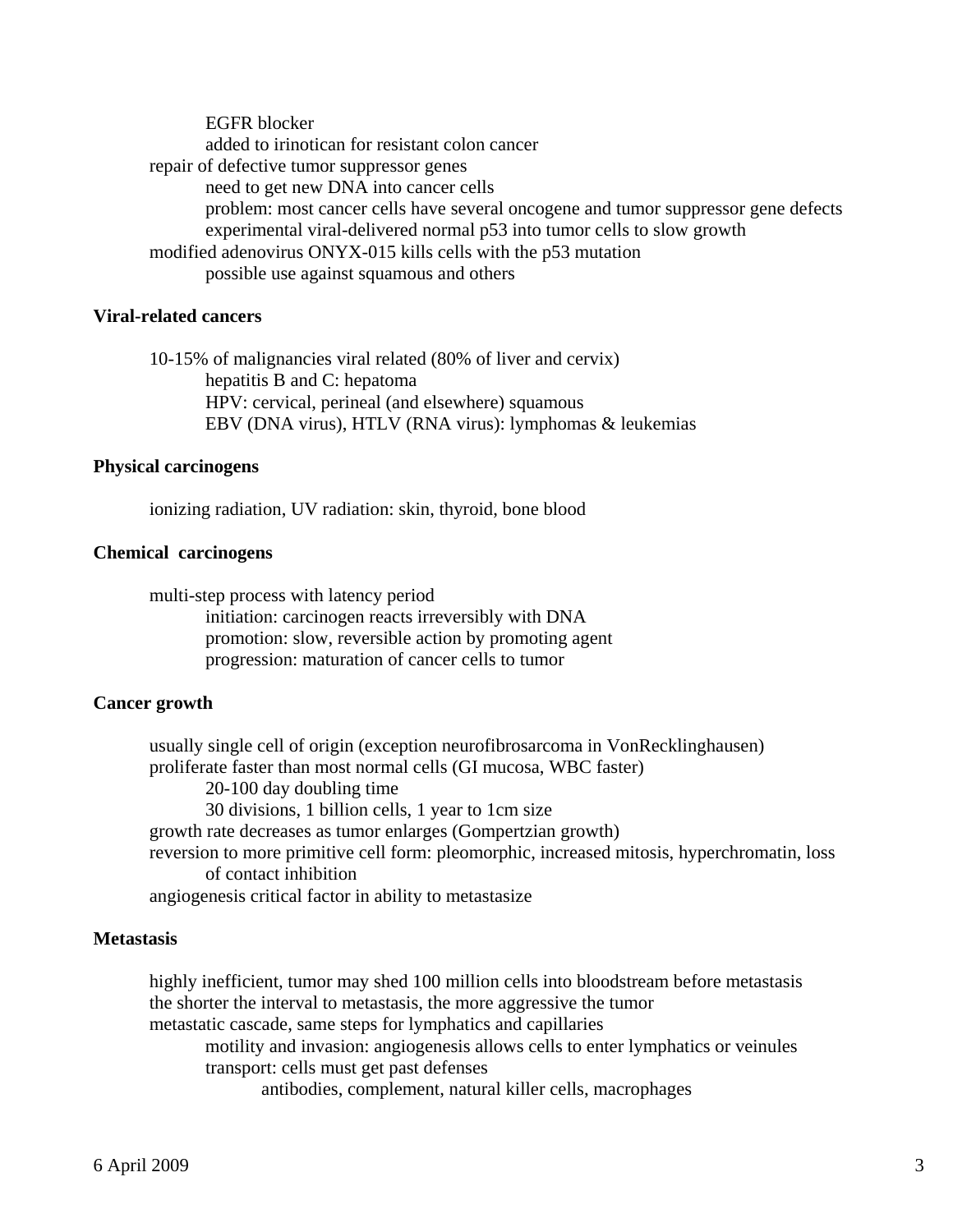- EGFR blocker
  - added to irinotican for resistant colon cancer
- repair of defective tumor suppressor genes
  - need to get new DNA into cancer cells
  - problem: most cancer cells have several oncogene and tumor suppressor gene defects
  - experimental viral-delivered normal p53 into tumor cells to slow growth
- modified adenovirus ONYX-015 kills cells with the p53 mutation
  - possible use against squamous and others

**Viral-related cancers**

- 10-15% of malignancies viral related (80% of liver and cervix)
  - hepatitis B and C: hepatoma
  - HPV: cervical, perineal (and elsewhere) squamous
  - EBV (DNA virus), HTLV (RNA virus): lymphomas & leukemias

**Physical carcinogens**

- ionizing radiation, UV radiation: skin, thyroid, bone blood

**Chemical carcinogens**

- multi-step process with latency period
  - initiation: carcinogen reacts irreversibly with DNA
  - promotion: slow, reversible action by promoting agent
  - progression: maturation of cancer cells to tumor

**Cancer growth**

- usually single cell of origin (exception neurofibrosarcoma in VonRecklinghausen)
- proliferate faster than most normal cells (GI mucosa, WBC faster)
  - 20-100 day doubling time
  - 30 divisions, 1 billion cells, 1 year to 1cm size
- growth rate decreases as tumor enlarges (Gompertzian growth)
- reversion to more primitive cell form: pleomorphic, increased mitosis, hyperchromatin, loss of contact inhibition
- angiogenesis critical factor in ability to metastasize

**Metastasis**

- highly inefficient, tumor may shed 100 million cells into bloodstream before metastasis
- the shorter the interval to metastasis, the more aggressive the tumor
- metastatic cascade, same steps for lymphatics and capillaries
  - motility and invasion: angiogenesis allows cells to enter lymphatics or veinules
  - transport: cells must get past defenses
    - antibodies, complement, natural killer cells, macrophages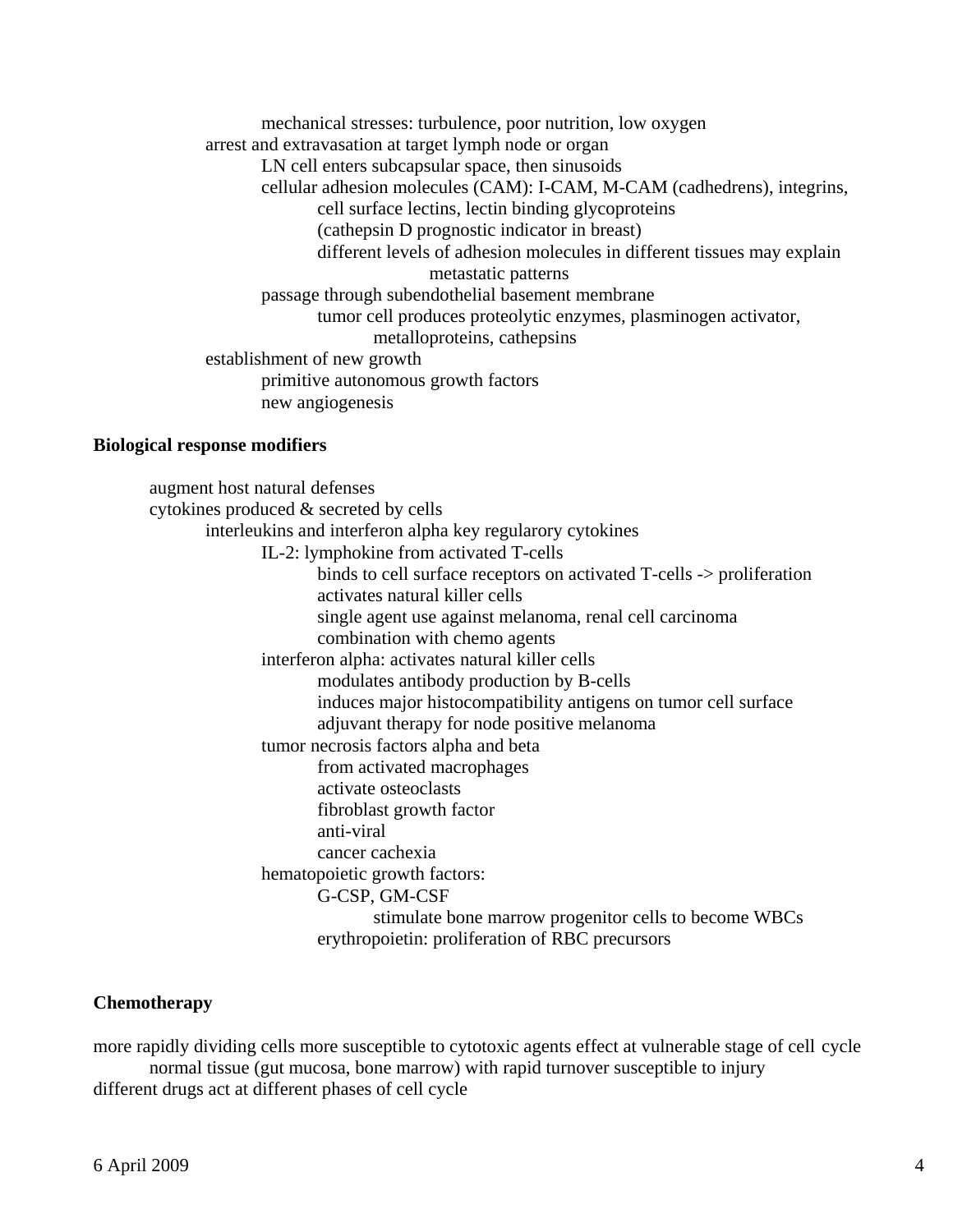- mechanical stresses: turbulence, poor nutrition, low oxygen
- arrest and extravasation at target lymph node or organ
  - LN cell enters subcapsular space, then sinusoids
  - cellular adhesion molecules (CAM): I-CAM, M-CAM (cadhedrens), integrins,
    - cell surface lectins, lectin binding glycoproteins
    - (cathepsin D prognostic indicator in breast)
    - different levels of adhesion molecules in different tissues may explain metastatic patterns
  - passage through subendothelial basement membrane
    - tumor cell produces proteolytic enzymes, plasminogen activator, metalloproteins, cathepsins
- establishment of new growth
  - primitive autonomous growth factors
  - new angiogenesis

**Biological response modifiers**

- augment host natural defenses
- cytokines produced & secreted by cells
  - interleukins and interferon alpha key regularory cytokines
    - IL-2: lymphokine from activated T-cells
      - binds to cell surface receptors on activated T-cells -> proliferation
      - activates natural killer cells
      - single agent use against melanoma, renal cell carcinoma
      - combination with chemo agents
    - interferon alpha: activates natural killer cells
      - modulates antibody production by B-cells
      - induces major histocompatibility antigens on tumor cell surface
      - adjuvant therapy for node positive melanoma
    - tumor necrosis factors alpha and beta
      - from activated macrophages
      - activate osteoclasts
      - fibroblast growth factor
      - anti-viral
      - cancer cachexia
    - hematopoietic growth factors:
      - G-CSP, GM-CSF
        - stimulate bone marrow progenitor cells to become WBCs
      - erythropoietin: proliferation of RBC precursors

**Chemotherapy**

more rapidly dividing cells more susceptible to cytotoxic agents effect at vulnerable stage of cell cycle
- normal tissue (gut mucosa, bone marrow) with rapid turnover susceptible to injury

different drugs act at different phases of cell cycle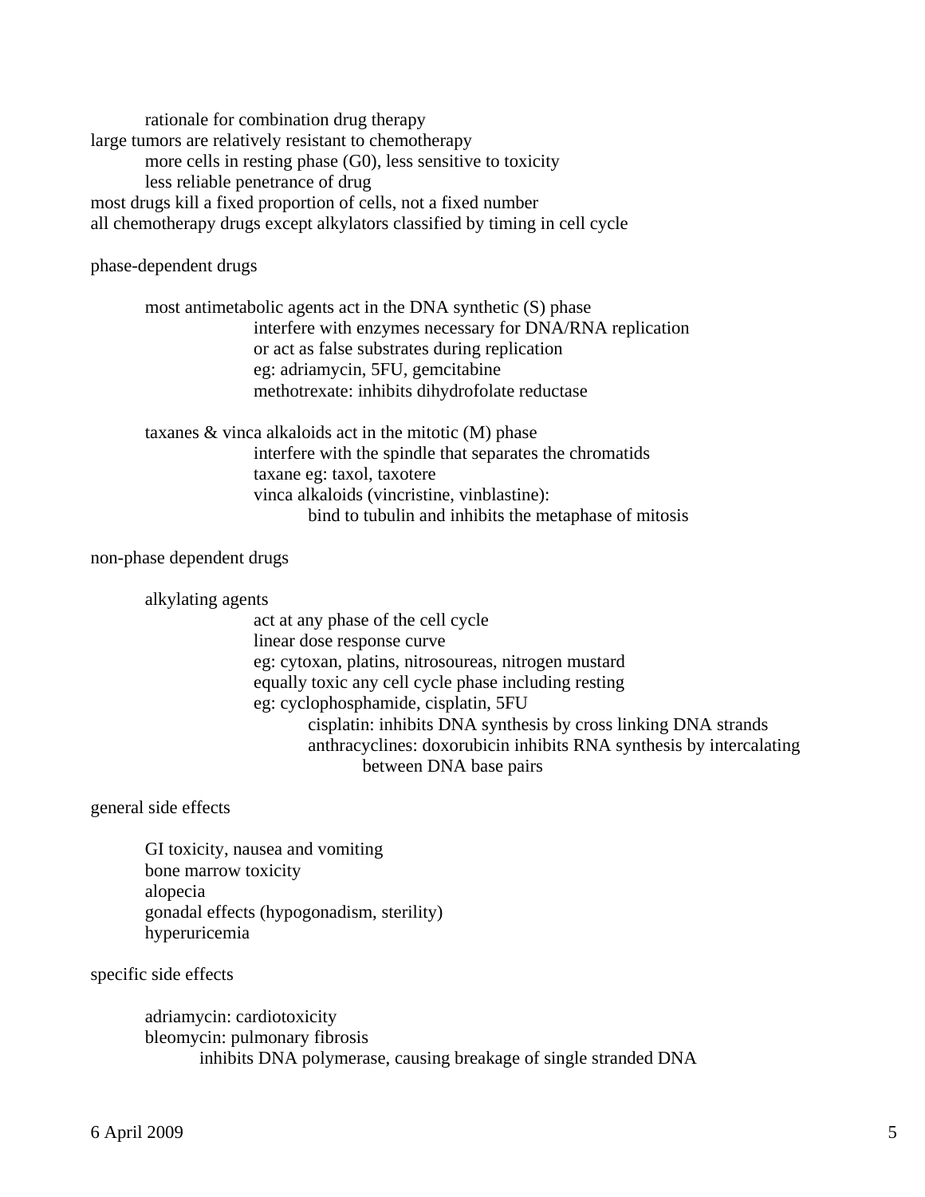rationale for combination drug therapy

large tumors are relatively resistant to chemotherapy

- more cells in resting phase (G0), less sensitive to toxicity
- less reliable penetrance of drug

most drugs kill a fixed proportion of cells, not a fixed number

all chemotherapy drugs except alkylators classified by timing in cell cycle

phase-dependent drugs

- most antimetabolic agents act in the DNA synthetic (S) phase
    - interfere with enzymes necessary for DNA/RNA replication
    - or act as false substrates during replication
    - eg: adriamycin, 5FU, gemcitabine
    - methotrexate: inhibits dihydrofolate reductase

- taxanes & vinca alkaloids act in the mitotic (M) phase
    - interfere with the spindle that separates the chromatids
    - taxane eg: taxol, taxotere
    - vinca alkaloids (vincristine, vinblastine):
        - bind to tubulin and inhibits the metaphase of mitosis

non-phase dependent drugs

- alkylating agents
    - act at any phase of the cell cycle
    - linear dose response curve
    - eg: cytoxan, platins, nitrosoureas, nitrogen mustard
    - equally toxic any cell cycle phase including resting
    - eg: cyclophosphamide, cisplatin, 5FU
        - cisplatin: inhibits DNA synthesis by cross linking DNA strands
        - anthracyclines: doxorubicin inhibits RNA synthesis by intercalating between DNA base pairs

general side effects

- GI toxicity, nausea and vomiting
- bone marrow toxicity
- alopecia
- gonadal effects (hypogonadism, sterility)
- hyperuricemia

specific side effects

- adriamycin: cardiotoxicity
- bleomycin: pulmonary fibrosis
    - inhibits DNA polymerase, causing breakage of single stranded DNA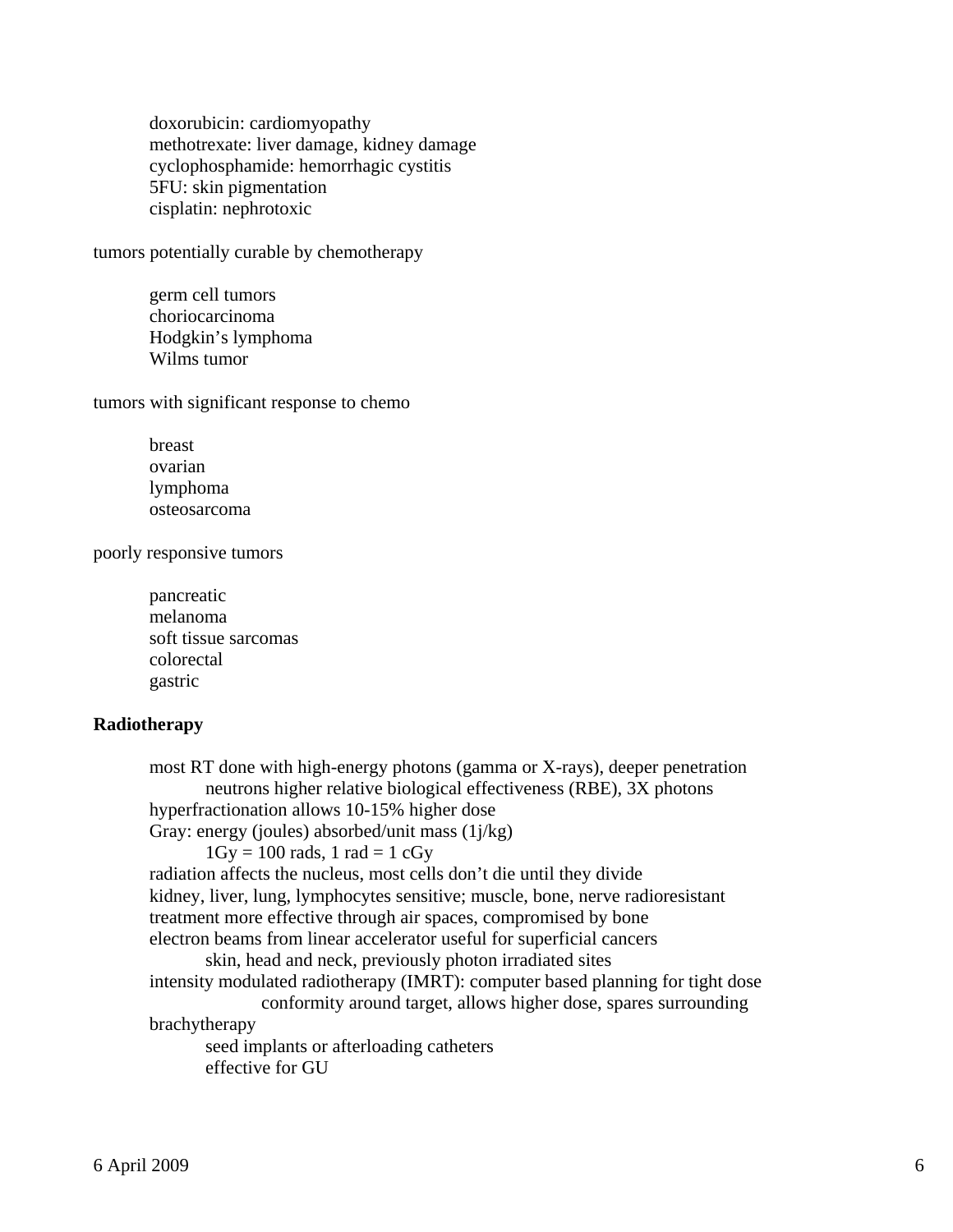- doxorubicin: cardiomyopathy
- methotrexate: liver damage, kidney damage
- cyclophosphamide: hemorrhagic cystitis
- 5FU: skin pigmentation
- cisplatin: nephrotoxic

tumors potentially curable by chemotherapy

- germ cell tumors
- choriocarcinoma
- Hodgkin's lymphoma
- Wilms tumor

tumors with significant response to chemo

- breast
- ovarian
- lymphoma
- osteosarcoma

poorly responsive tumors

- pancreatic
- melanoma
- soft tissue sarcomas
- colorectal
- gastric

**Radiotherapy**

- most RT done with high-energy photons (gamma or X-rays), deeper penetration
  - neutrons higher relative biological effectiveness (RBE), 3X photons
- hyperfractionation allows 10-15% higher dose
- Gray: energy (joules) absorbed/unit mass (1j/kg)
  - 1Gy = 100 rads, 1 rad = 1 cGy
- radiation affects the nucleus, most cells don't die until they divide
- kidney, liver, lung, lymphocytes sensitive; muscle, bone, nerve radioresistant
- treatment more effective through air spaces, compromised by bone
- electron beams from linear accelerator useful for superficial cancers
  - skin, head and neck, previously photon irradiated sites
- intensity modulated radiotherapy (IMRT): computer based planning for tight dose conformity around target, allows higher dose, spares surrounding
- brachytherapy
  - seed implants or afterloading catheters
  - effective for GU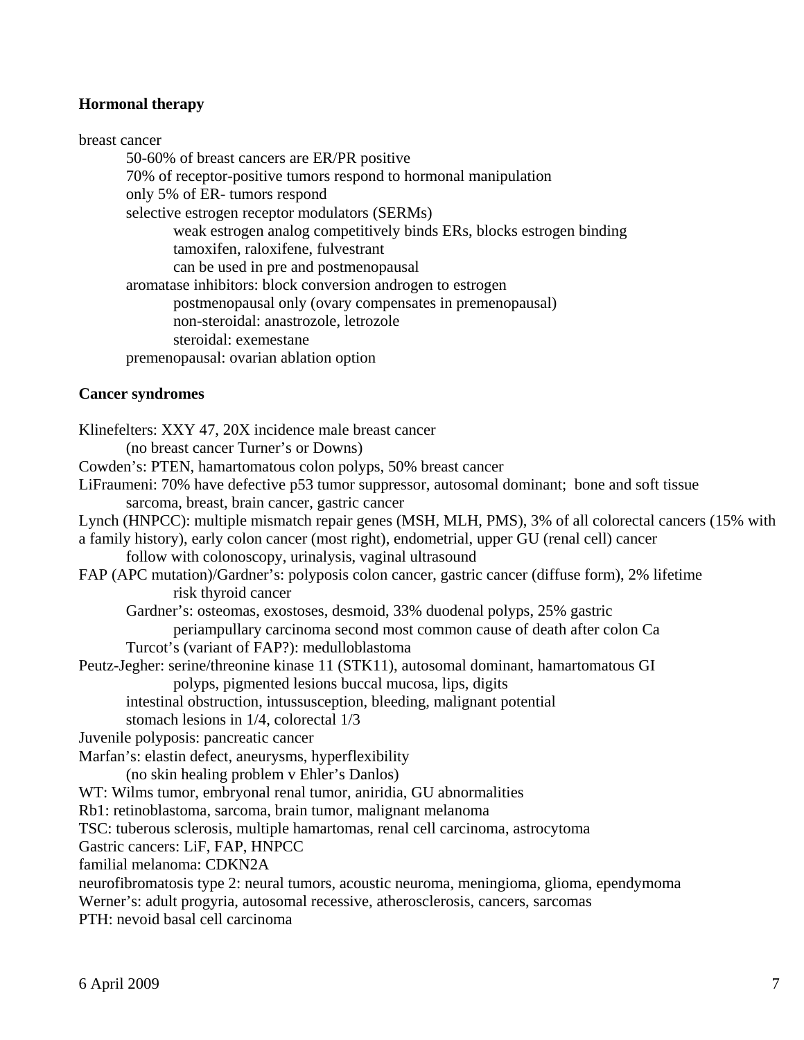**Hormonal therapy**

breast cancer

- 50-60% of breast cancers are ER/PR positive
- 70% of receptor-positive tumors respond to hormonal manipulation
- only 5% of ER- tumors respond
- selective estrogen receptor modulators (SERMs)
  - weak estrogen analog competitively binds ERs, blocks estrogen binding
  - tamoxifen, raloxifene, fulvestrant
  - can be used in pre and postmenopausal
- aromatase inhibitors: block conversion androgen to estrogen
  - postmenopausal only (ovary compensates in premenopausal)
  - non-steroidal: anastrozole, letrozole
  - steroidal: exemestane
- premenopausal: ovarian ablation option

**Cancer syndromes**

Klinefelters: XXY 47, 20X incidence male breast cancer
- (no breast cancer Turner's or Downs)

Cowden's: PTEN, hamartomatous colon polyps, 50% breast cancer

LiFraumeni: 70% have defective p53 tumor suppressor, autosomal dominant; bone and soft tissue sarcoma, breast, brain cancer, gastric cancer

Lynch (HNPCC): multiple mismatch repair genes (MSH, MLH, PMS), 3% of all colorectal cancers (15% with a family history), early colon cancer (most right), endometrial, upper GU (renal cell) cancer
- follow with colonoscopy, urinalysis, vaginal ultrasound

FAP (APC mutation)/Gardner's: polyposis colon cancer, gastric cancer (diffuse form), 2% lifetime risk thyroid cancer
- Gardner's: osteomas, exostoses, desmoid, 33% duodenal polyps, 25% gastric
  - periampullary carcinoma second most common cause of death after colon Ca
- Turcot's (variant of FAP?): medulloblastoma

Peutz-Jegher: serine/threonine kinase 11 (STK11), autosomal dominant, hamartomatous GI polyps, pigmented lesions buccal mucosa, lips, digits
- intestinal obstruction, intussusception, bleeding, malignant potential
- stomach lesions in 1/4, colorectal 1/3

Juvenile polyposis: pancreatic cancer

Marfan's: elastin defect, aneurysms, hyperflexibility
- (no skin healing problem v Ehler's Danlos)

WT: Wilms tumor, embryonal renal tumor, aniridia, GU abnormalities

Rb1: retinoblastoma, sarcoma, brain tumor, malignant melanoma

TSC: tuberous sclerosis, multiple hamartomas, renal cell carcinoma, astrocytoma

Gastric cancers: LiF, FAP, HNPCC

familial melanoma: CDKN2A

neurofibromatosis type 2: neural tumors, acoustic neuroma, meningioma, glioma, ependymoma

Werner's: adult progyria, autosomal recessive, atherosclerosis, cancers, sarcomas

PTH: nevoid basal cell carcinoma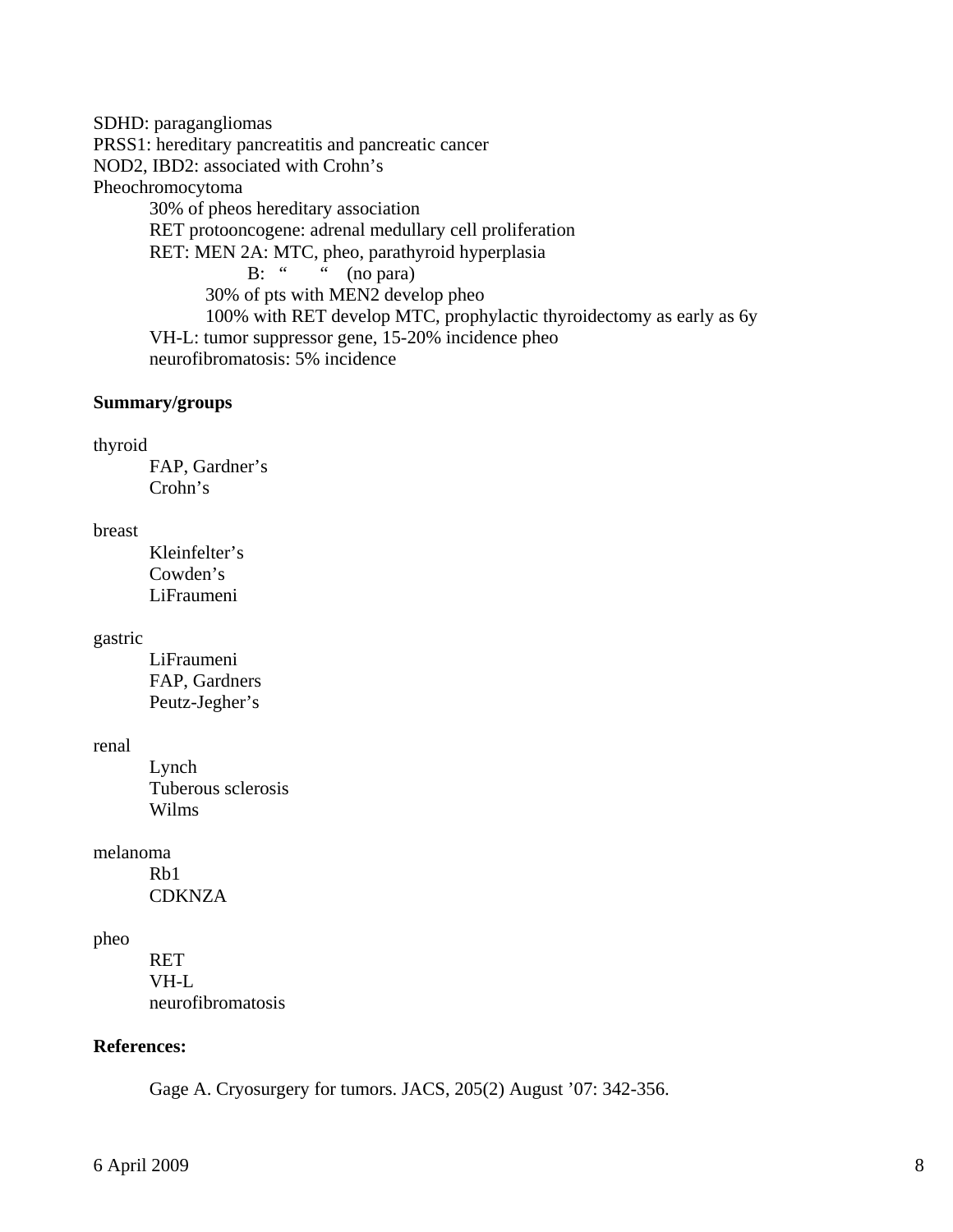SDHD: paragangliomas
PRSS1: hereditary pancreatitis and pancreatic cancer
NOD2, IBD2: associated with Crohn's
Pheochromocytoma

- 30% of pheos hereditary association
- RET protooncogene: adrenal medullary cell proliferation
- RET: MEN 2A: MTC, pheo, parathyroid hyperplasia
  - B: "  " (no para)
  - 30% of pts with MEN2 develop pheo
  - 100% with RET develop MTC, prophylactic thyroidectomy as early as 6y
- VH-L: tumor suppressor gene, 15-20% incidence pheo
- neurofibromatosis: 5% incidence

**Summary/groups**

thyroid

- FAP, Gardner's
- Crohn's

breast

- Kleinfelter's
- Cowden's
- LiFraumeni

gastric

- LiFraumeni
- FAP, Gardners
- Peutz-Jegher's

renal

- Lynch
- Tuberous sclerosis
- Wilms

melanoma

- Rb1
- CDKNZA

pheo

- RET
- VH-L
- neurofibromatosis

**References:**

Gage A. Cryosurgery for tumors. JACS, 205(2) August '07: 342-356.